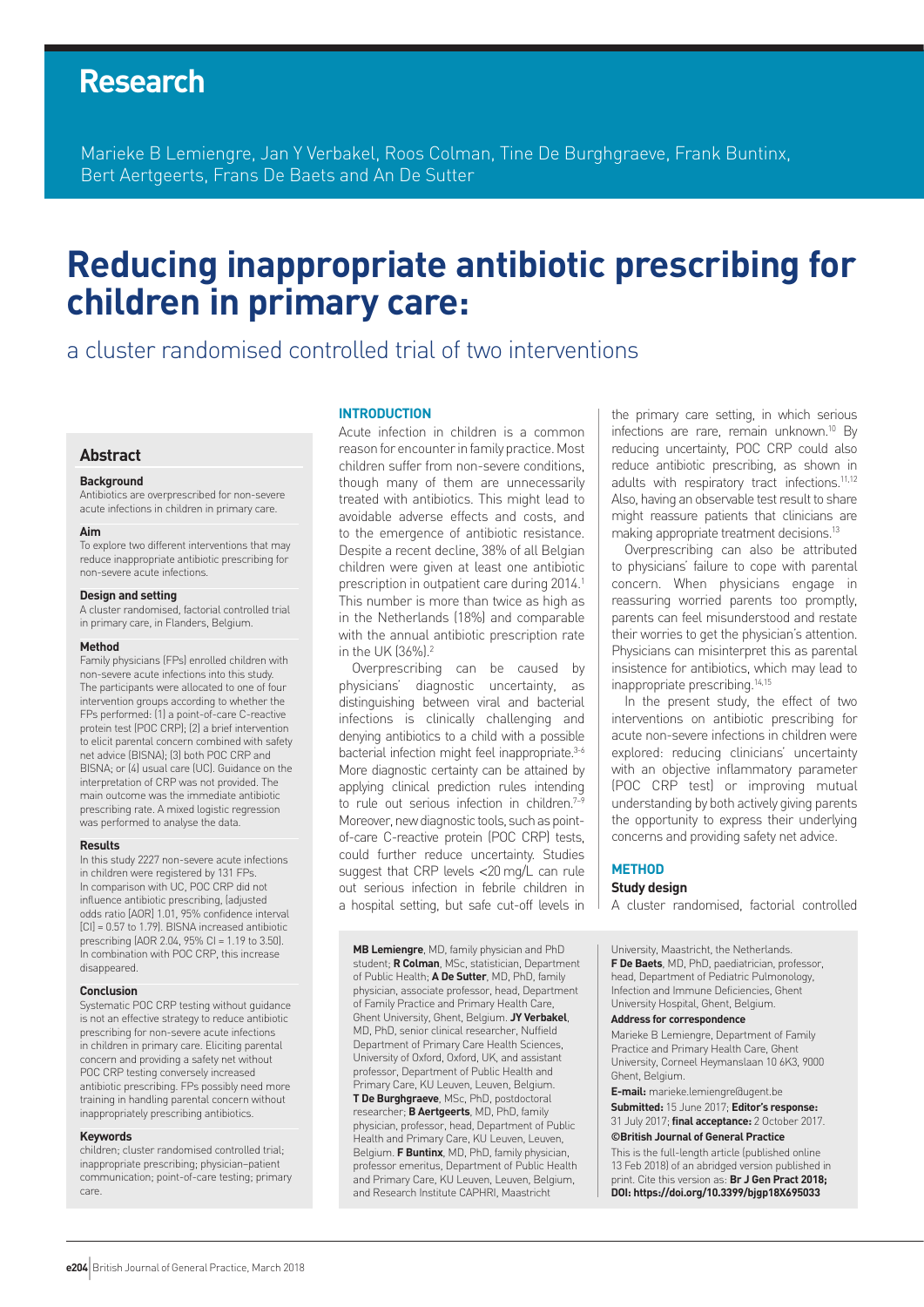# Research

Marieke B Lemiengre, Jan Y Verbakel, Roos Colman, Tine De Burghgraeve, Frank Buntinx, Bert Aertgeerts, Frans De Baets and An De Sutter

# Reducing inappropriate antibiotic prescribing for children in primary care:

## a cluster randomised controlled trial of two interventions

## Abstract

### Background

Antibiotics are overprescribed for non-severe acute infections in children in primary care.

### Aim

To explore two different interventions that may reduce inappropriate antibiotic prescribing for non-severe acute infections.

### Design and setting

A cluster randomised, factorial controlled trial in primary care, in Flanders, Belgium.

### Method

Family physicians (FPs) enrolled children with non-severe acute infections into this study. The participants were allocated to one of four intervention groups according to whether the FPs performed: (1) a point-of-care C-reactive protein test (POC CRP); (2) a brief intervention to elicit parental concern combined with safety net advice (BISNA); (3) both POC CRP and BISNA; or (4) usual care (UC). Guidance on the interpretation of CRP was not provided. The main outcome was the immediate antibiotic prescribing rate. A mixed logistic regression was performed to analyse the data.

### Results

In this study 2227 non-severe acute infections in children were registered by 131 FPs. In comparison with UC, POC CRP did not influence antibiotic prescribing, (adjusted odds ratio [AOR] 1.01, 95% confidence interval [CI] = 0.57 to 1.79). BISNA increased antibiotic prescribing (AOR 2.04, 95% CI = 1.19 to 3.50). In combination with POC CRP, this increase disappeared.

### Conclusion

Systematic POC CRP testing without guidance is not an effective strategy to reduce antibiotic prescribing for non-severe acute infections in children in primary care. Eliciting parental concern and providing a safety net advice without POC CRP testing conversely increased antibiotic prescribing. FPs possibly need more training in handling parental concern without inappropriately prescribing antibiotics.

### Keywords

children; cluster randomised controlled trial; inappropriate prescribing; physician–patient communication; point-of-care testing; primary care.

## INTRODUCTION

Acute infection in children is a common reason for encounter in family practice. Most children suffer from non-severe conditions, though many of them are unnecessarily treated with antibiotics. This might lead to avoidable adverse effects and costs, and to the emergence of antibiotic resistance. Despite a recent decline, 38% of all Belgian children were given at least one antibiotic prescription in outpatient care during 2014.[1] This number is more than twice as high as in the Netherlands (18%) and comparable with the annual antibiotic prescription rate in the UK (36%).[2]

Overprescribing can be caused by physicians' diagnostic uncertainty, as distinguishing between viral and bacterial infections is clinically challenging and denying antibiotics to a child with a possible bacterial infection might feel inappropriate.[3–6] More diagnostic certainty can be attained by applying clinical prediction rules intending to rule out serious infection in children.[7–9] Moreover, new diagnostic tools, such as point-of-care C-reactive protein (POC CRP) tests, could further reduce uncertainty. Studies suggest that CRP levels <20 mg/L can rule out serious infection in febrile children in a hospital setting, but safe cut-off levels in the primary care setting, in which serious infections are rare, remain unknown.[10] By reducing uncertainty, POC CRP could also reduce antibiotic prescribing, as shown in adults with respiratory tract infections.[11,12] Also, having an observable test result to share might reassure patients that clinicians are making appropriate treatment decisions.[13]

Overprescribing can also be attributed to physicians' failure to cope with parental concern. When physicians engage in reassuring worried parents too promptly, parents can feel misunderstood and restate their worries to get the physician's attention. Physicians can misinterpret this as parental insistence for antibiotics, which may lead to inappropriate prescribing.[14,15]

In the present study, the effect of two interventions on antibiotic prescribing for acute non-severe infections in children were explored: reducing clinicians' uncertainty with an objective inflammatory parameter (POC CRP test) or improving mutual understanding by both actively giving parents the opportunity to express their underlying concerns and providing safety net advice.

## METHOD

### Study design

A cluster randomised, factorial controlled

**MB Lemiengre**, MD, family physician and PhD student; **R Colman**, MSc, statistician, Department of Public Health; **A De Sutter**, MD, PhD, family physician, associate professor, head, Department of Family Practice and Primary Health Care, Ghent University, Ghent, Belgium. **JY Verbakel**, MD, PhD, senior clinical researcher, Nuffield Department of Primary Care Health Sciences, University of Oxford, Oxford, UK, and assistant professor, Department of Public Health and Primary Care, KU Leuven, Leuven, Belgium. **T De Burghgraeve**, MSc, PhD, postdoctoral researcher; **B Aertgeerts**, MD, PhD, family physician, professor, head, Department of Public Health and Primary Care, KU Leuven, Leuven, Belgium. **F Buntinx**, MD, PhD, family physician, professor emeritus, Department of Public Health and Primary Care, KU Leuven, Leuven, Belgium, and Research Institute CAPHRI, Maastricht University, Maastricht, the Netherlands. **F De Baets**, MD, PhD, paediatrician, professor, head, Department of Pediatric Pulmonology, Infection and Immune Deficiencies, Ghent University Hospital, Ghent, Belgium.

**Address for correspondence**

Marieke B Lemiengre, Department of Family Practice and Primary Health Care, Ghent University, Corneel Heymanslaan 10 6K3, 9000 Ghent, Belgium.

**E-mail:** marieke.lemiengre@ugent.be

**Submitted:** 15 June 2017; **Editor's response:** 31 July 2017; **final acceptance:** 2 October 2017.

**©British Journal of General Practice**

This is the full-length article (published online 13 Feb 2018) of an abridged version published in print. Cite this version as: **Br J Gen Pract 2018; DOI: https://doi.org/10.3399/bjgp18X695033**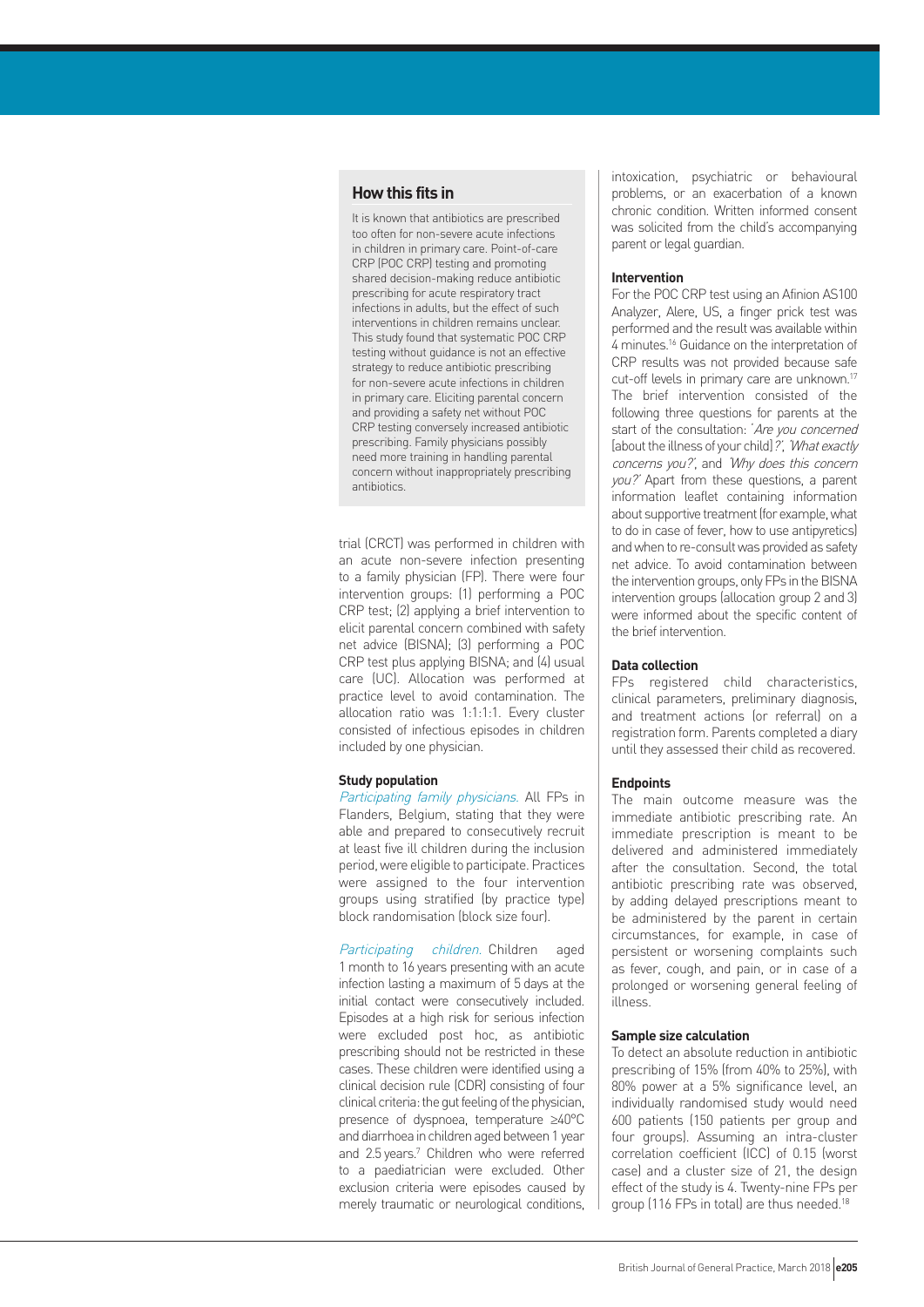## How this fits in

It is known that antibiotics are prescribed too often for non-severe acute infections in children in primary care. Point-of-care CRP (POC CRP) testing and promoting shared decision-making reduce antibiotic prescribing for acute respiratory tract infections in adults, but the effect of such interventions in children remains unclear. This study found that systematic POC CRP testing without guidance is not an effective strategy to reduce antibiotic prescribing for non-severe acute infections in children in primary care. Eliciting parental concern and providing a safety net without POC CRP testing conversely increased antibiotic prescribing. Family physicians possibly need more training in handling parental concern without inappropriately prescribing antibiotics.

trial (CRCT) was performed in children with an acute non-severe infection presenting to a family physician (FP). There were four intervention groups: (1) performing a POC CRP test; (2) applying a brief intervention to elicit parental concern combined with safety net advice (BISNA); (3) performing a POC CRP test plus applying BISNA; and (4) usual care (UC). Allocation was performed at practice level to avoid contamination. The allocation ratio was 1:1:1:1. Every cluster consisted of infectious episodes in children included by one physician.

### Study population

*Participating family physicians.* All FPs in Flanders, Belgium, stating that they were able and prepared to consecutively recruit at least five ill children during the inclusion period, were eligible to participate. Practices were assigned to the four intervention groups using stratified (by practice type) block randomisation (block size four).

*Participating children.* Children aged 1 month to 16 years presenting with an acute infection lasting a maximum of 5 days at the initial contact were consecutively included. Episodes at a high risk for serious infection were excluded post hoc, as antibiotic prescribing should not be restricted in these cases. These children were identified using a clinical decision rule (CDR) consisting of four clinical criteria: the gut feeling of the physician, presence of dyspnoea, temperature ≥40°C and diarrhoea in children aged between 1 year and 2.5 years.[7] Children who were referred to a paediatrician were excluded. Other exclusion criteria were episodes caused by merely traumatic or neurological conditions, intoxication, psychiatric or behavioural problems, or an exacerbation of a known chronic condition. Written informed consent was solicited from the child's accompanying parent or legal guardian.

### Intervention

For the POC CRP test using an Afinion AS100 Analyzer, Alere, US, a finger prick test was performed and the result was available within 4 minutes.[16] Guidance on the interpretation of CRP results was not provided because safe cut-off levels in primary care are unknown.[17] The brief intervention consisted of the following three questions for parents at the start of the consultation: '*Are you concerned* [about the illness of your child]*?*', '*What exactly concerns you?*', and '*Why does this concern you?*' Apart from these questions, a parent information leaflet containing information about supportive treatment (for example, what to do in case of fever, how to use antipyretics) and when to re-consult was provided as safety net advice. To avoid contamination between the intervention groups, only FPs in the BISNA intervention groups (allocation group 2 and 3) were informed about the specific content of the brief intervention.

### Data collection

FPs registered child characteristics, clinical parameters, preliminary diagnosis, and treatment actions (or referral) on a registration form. Parents completed a diary until they assessed their child as recovered.

### Endpoints

The main outcome measure was the immediate antibiotic prescribing rate. An immediate prescription is meant to be delivered and administered immediately after the consultation. Second, the total antibiotic prescribing rate was observed, by adding delayed prescriptions meant to be administered by the parent in certain circumstances, in case of, for example, in case of persistent or worsening complaints such as fever, cough, and pain, or in case of a prolonged or worsening general feeling of illness.

### Sample size calculation

To detect an absolute reduction in antibiotic prescribing of 15% (from 40% to 25%), with 80% power at a 5% significance level, an individually randomised study would need 600 patients (150 patients per group and four groups). Assuming an intra-cluster correlation coefficient (ICC) of 0.15 (worst case) and a cluster size of 21, the design effect of the study is 4. Twenty-nine FPs per group (116 FPs in total) are thus needed.[18]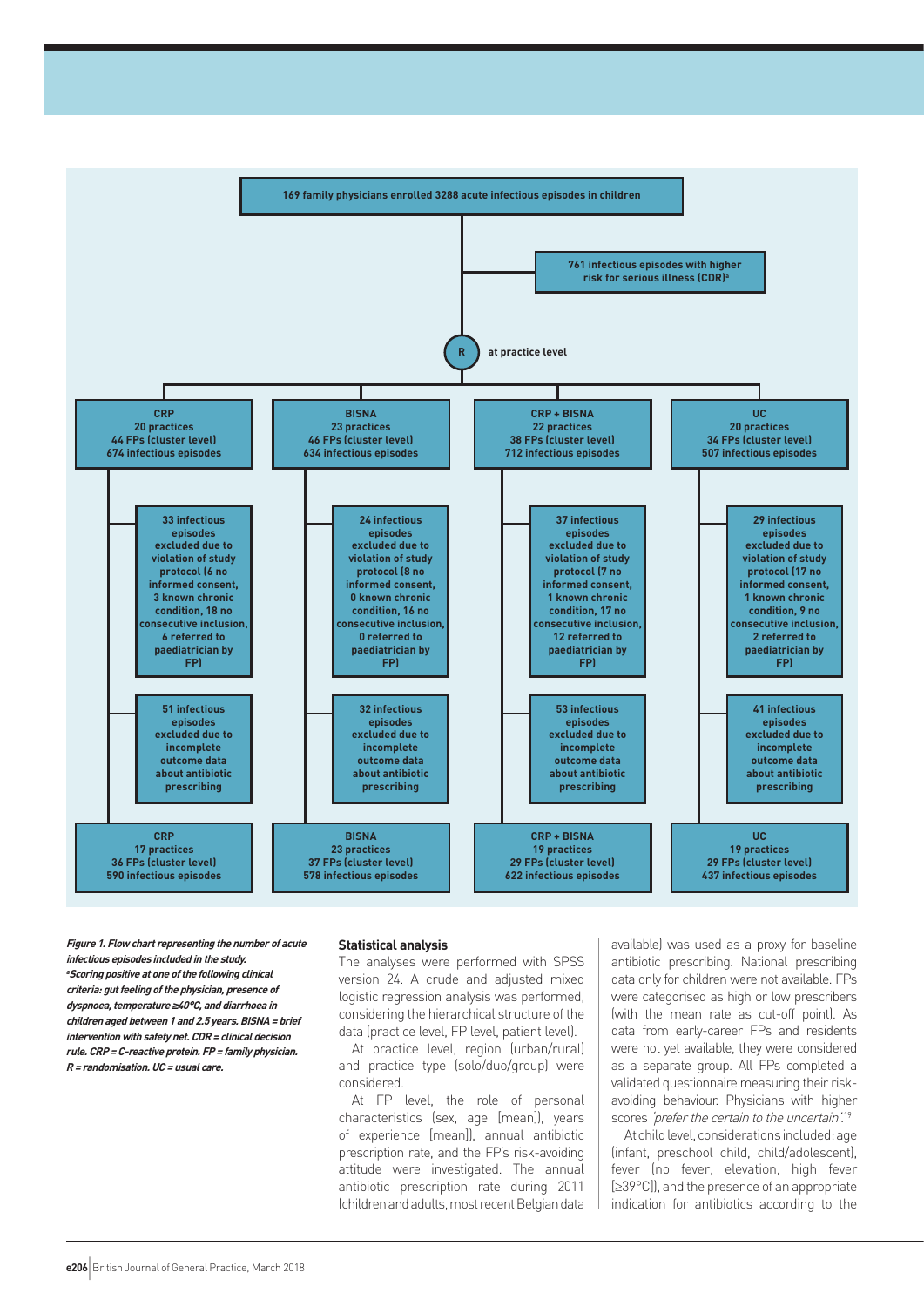169 family physicians enrolled 3288 acute infectious episodes in children

761 infectious episodes with higher risk for serious illness (CDR)[a]

R at practice level

| CRP | BISNA | CRP + BISNA | UC |
|---|---|---|---|
| 20 practices, 44 FPs (cluster level), 674 infectious episodes | 23 practices, 46 FPs (cluster level), 634 infectious episodes | 22 practices, 38 FPs (cluster level), 712 infectious episodes | 20 practices, 34 FPs (cluster level), 507 infectious episodes |
| 33 infectious episodes excluded due to violation of study protocol (6 no informed consent, 3 known chronic condition, 18 no consecutive inclusion, 6 referred to paediatrician by FP) | 24 infectious episodes excluded due to violation of study protocol (8 no informed consent, 0 known chronic condition, 16 no consecutive inclusion, 0 referred to paediatrician by FP) | 37 infectious episodes excluded due to violation of study protocol (7 no informed consent, 1 known chronic condition, 17 no consecutive inclusion, 12 referred to paediatrician by FP) | 29 infectious episodes excluded due to violation of study protocol (17 no informed consent, 1 known chronic condition, 9 no consecutive inclusion, 2 referred to paediatrician by FP) |
| 51 infectious episodes excluded due to incomplete outcome data about antibiotic prescribing | 32 infectious episodes excluded due to incomplete outcome data about antibiotic prescribing | 53 infectious episodes excluded due to incomplete outcome data about antibiotic prescribing | 41 infectious episodes excluded due to incomplete outcome data about antibiotic prescribing |
| 17 practices, 36 FPs (cluster level), 590 infectious episodes | 23 practices, 37 FPs (cluster level), 578 infectious episodes | 19 practices, 29 FPs (cluster level), 622 infectious episodes | 19 practices, 29 FPs (cluster level), 437 infectious episodes |

***Figure 1. Flow chart representing the number of acute infectious episodes included in the study.*** *[a]Scoring positive at one of the following clinical criteria: gut feeling of the physician, presence of dyspnoea, temperature ≥40°C, and diarrhoea in children aged between 1 and 2.5 years. BISNA = brief intervention with safety net. CDR = clinical decision rule. CRP = C-reactive protein. FP = family physician. R = randomisation. UC = usual care.*

### Statistical analysis

The analyses were performed with SPSS version 24. A crude and adjusted mixed logistic regression analysis was performed, considering the hierarchical structure of the data (practice level, FP level, patient level).

At practice level, region (urban/rural) and practice type (solo/duo/group) were considered.

At FP level, the role of personal characteristics (sex, age [mean]), years of experience [mean]), annual antibiotic prescription rate, and the FP's risk-avoiding attitude were investigated. The annual antibiotic prescription rate during 2011 (children and adults, most recent Belgian data available) was used as a proxy for baseline antibiotic prescribing. National prescribing data only for children were not available. FPs were categorised as high or low prescribers (with the mean rate as cut-off point). As data from early-career FPs and residents were not yet available, they were considered as a separate group. All FPs completed a validated questionnaire measuring their risk-avoiding behaviour. Physicians with higher scores *'prefer the certain to the uncertain'*.[19]

At child level, considerations included: age (infant, preschool child, child/adolescent), fever (no fever, elevation, high fever [≥39°C]), and the presence of an appropriate indication for antibiotics according to the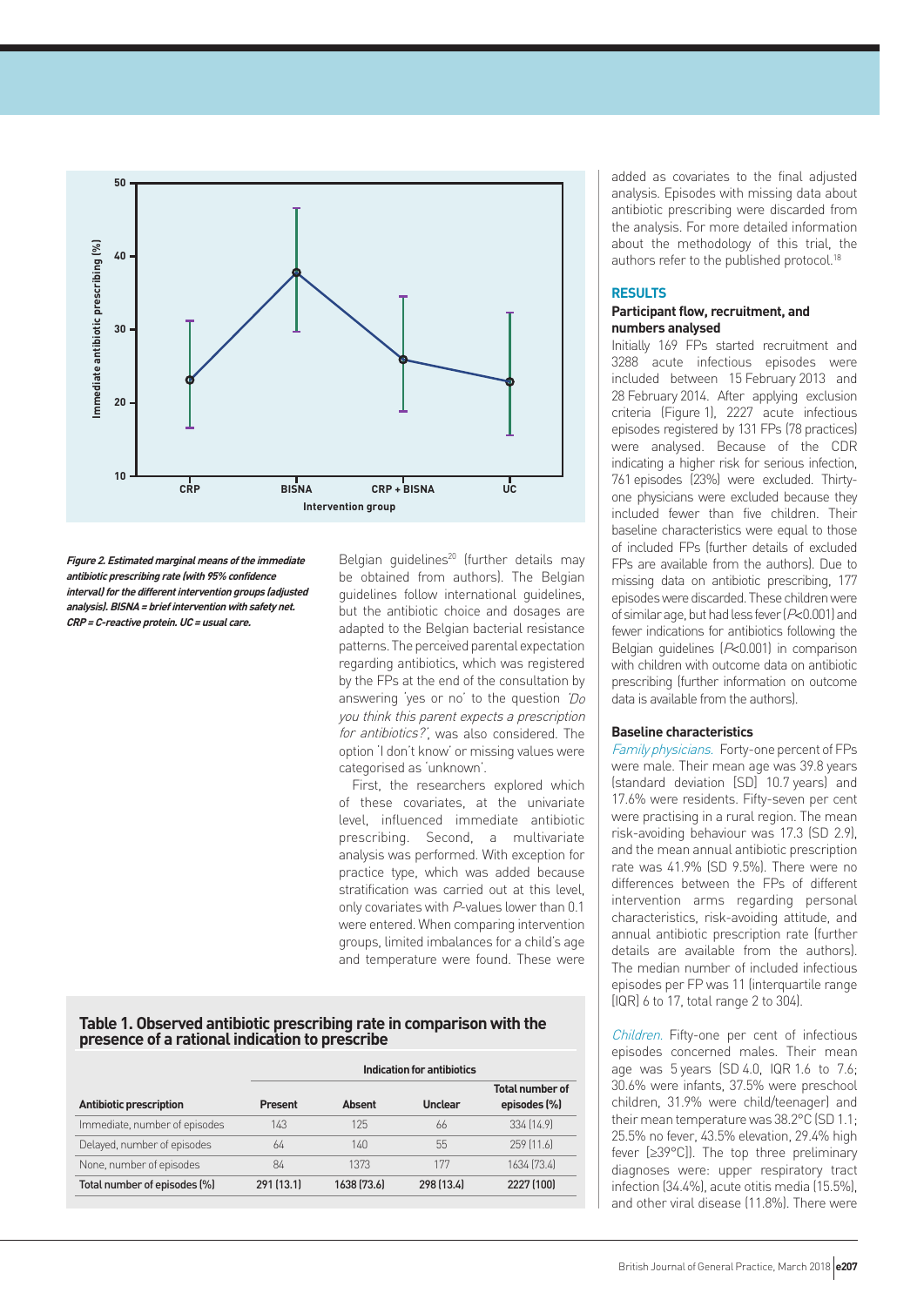Figure 2. Estimated marginal means of the immediate antibiotic prescribing rate (with 95% confidence interval) for the different intervention groups (adjusted analysis). BISNA = brief intervention with safety net. CRP = C-reactive protein. UC = usual care.

Belgian guidelines[20] (further details may be obtained from authors). The Belgian guidelines follow international guidelines, but the antibiotic choice and dosages are adapted to the Belgian bacterial resistance patterns. The perceived parental expectation regarding antibiotics, which was registered by the FPs at the end of the consultation by answering 'yes or no' to the question *'Do you think this parent expects a prescription for antibiotics?'*, was also considered. The option 'I don't know' or missing values were categorised as 'unknown'.

First, the researchers explored which of these covariates, at the univariate level, influenced immediate antibiotic prescribing. Second, a multivariate analysis was performed. With exception for practice type, which was added because stratification was carried out at this level, only covariates with $P$-values lower than 0.1 were entered. When comparing intervention groups, limited imbalances for a child's age and temperature were found. These were added as covariates to the final adjusted analysis. Episodes with missing data about antibiotic prescribing were discarded from the analysis. For more detailed information about the methodology of this trial, the authors refer to the published protocol.[18]

**Table 1. Observed antibiotic prescribing rate in comparison with the presence of a rational indication to prescribe**

| | Indication for antibiotics | | | |
|---|---|---|---|---|
| **Antibiotic prescription** | **Present** | **Absent** | **Unclear** | **Total number of episodes (%)** |
| Immediate, number of episodes | 143 | 125 | 66 | 334 (14.9) |
| Delayed, number of episodes | 64 | 140 | 55 | 259 (11.6) |
| None, number of episodes | 84 | 1373 | 177 | 1634 (73.4) |
| **Total number of episodes (%)** | **291 (13.1)** | **1638 (73.6)** | **298 (13.4)** | **2227 (100)** |

## RESULTS

### Participant flow, recruitment, and numbers analysed

Initially 169 FPs started recruitment and 3288 acute infectious episodes were included between 15 February 2013 and 28 February 2014. After applying exclusion criteria (Figure 1), 2227 acute infectious episodes registered by 131 FPs (78 practices) were analysed. Because of the CDR indicating a higher risk for serious infection, 761 episodes (23%) were excluded. Thirty-one physicians were excluded because they included fewer than five children. Their baseline characteristics were equal to those of included FPs (further details of excluded FPs are available from the authors). Due to missing data on antibiotic prescribing, 177 episodes were discarded. These children were of similar age, but had less fever ($P$<0.001) and fewer indications for antibiotics following the Belgian guidelines ($P$<0.001) in comparison with children with outcome data on antibiotic prescribing (further information on outcome data is available from the authors).

### Baseline characteristics

*Family physicians.* Forty-one percent of FPs were male. Their mean age was 39.8 years (standard deviation [SD] 10.7 years) and 17.6% were residents. Fifty-seven per cent were practising in a rural region. The mean risk-avoiding behaviour was 17.3 (SD 2.9), and the mean annual antibiotic prescription rate was 41.9% (SD 9.5%). There were no differences between the FPs of different intervention arms regarding personal characteristics, risk-avoiding attitude, and annual antibiotic prescription rate (further details are available from the authors). The median number of included infectious episodes per FP was 11 (interquartile range [IQR] 6 to 17, total range 2 to 304).

*Children.* Fifty-one per cent of infectious episodes concerned males. Their mean age was 5 years (SD 4.0, IQR 1.6 to 7.6; 30.6% were infants, 37.5% were preschool children, 31.9% were child/teenager) and their mean temperature was 38.2°C (SD 1.1; 25.5% no fever, 43.5% elevation, 29.4% high fever [≥39°C]). The top three preliminary diagnoses were: upper respiratory tract infection (34.4%), acute otitis media (15.5%), and other viral disease (11.8%). There were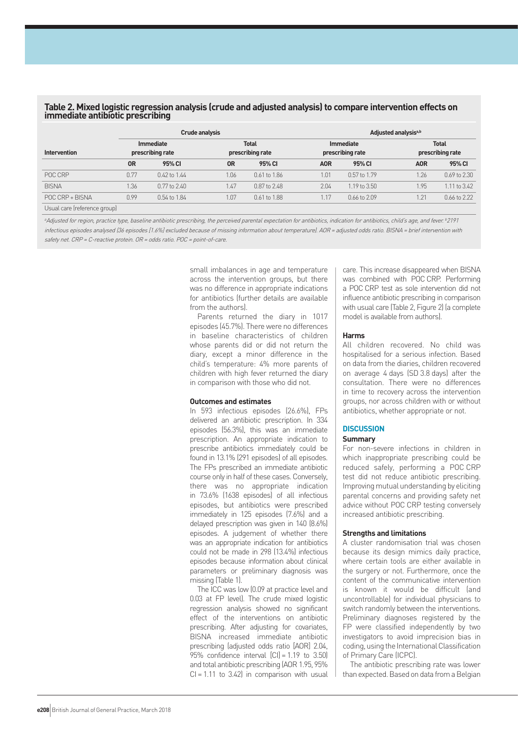**Table 2. Mixed logistic regression analysis (crude and adjusted analysis) to compare intervention effects on immediate antibiotic prescribing**

| Intervention | Crude analysis | | | | Adjusted analysis[a,b] | | | |
|---|---|---|---|---|---|---|---|---|
| | Immediate prescribing rate | | Total prescribing rate | | Immediate prescribing rate | | Total prescribing rate | |
| | OR | 95% CI | OR | 95% CI | AOR | 95% CI | AOR | 95% CI |
| POC CRP | 0.77 | 0.42 to 1.44 | 1.06 | 0.61 to 1.86 | 1.01 | 0.57 to 1.79 | 1.26 | 0.69 to 2.30 |
| BISNA | 1.36 | 0.77 to 2.40 | 1.47 | 0.87 to 2.48 | 2.04 | 1.19 to 3.50 | 1.95 | 1.11 to 3.42 |
| POC CRP + BISNA | 0.99 | 0.54 to 1.84 | 1.07 | 0.61 to 1.88 | 1.17 | 0.66 to 2.09 | 1.21 | 0.66 to 2.22 |
| Usual care (reference group) | | | | | | | | |

*[a]Adjusted for region, practice type, baseline antibiotic prescribing, the perceived parental expectation for antibiotics, indication for antibiotics, child's age, and fever. [b]2191 infectious episodes analysed (36 episodes [1.6%] excluded because of missing information about temperature). AOR = adjusted odds ratio. BISNA = brief intervention with safety net. CRP = C-reactive protein. OR = odds ratio. POC = point-of-care.*

small imbalances in age and temperature across the intervention groups, but there was no difference in appropriate indications for antibiotics (further details are available from the authors).

Parents returned the diary in 1017 episodes (45.7%). There were no differences in baseline characteristics of children whose parents did or did not return the diary, except a minor difference in the child's temperature: 4% more parents of children with high fever returned the diary in comparison with those who did not.

### Outcomes and estimates

In 593 infectious episodes (26.6%), FPs delivered an antibiotic prescription. In 334 episodes (56.3%), this was an immediate prescription. An appropriate indication to prescribe antibiotics immediately could be found in 13.1% (291 episodes) of all episodes. The FPs prescribed an immediate antibiotic course only in half of these cases. Conversely, there was no appropriate indication in 73.6% (1638 episodes) of all infectious episodes, but antibiotics were prescribed immediately in 125 episodes (7.6%) and a delayed prescription was given in 140 (8.6%) episodes. A judgement of whether there was an appropriate indication for antibiotics could not be made in 298 (13.4%) infectious episodes because information about clinical parameters or preliminary diagnosis was missing (Table 1).

The ICC was low (0.09 at practice level and 0.03 at FP level). The crude mixed logistic regression analysis showed no significant effect of the interventions on antibiotic prescribing. After adjusting for covariates, BISNA increased immediate antibiotic prescribing (adjusted odds ratio [AOR] 2.04, 95% confidence interval [CI] = 1.19 to 3.50) and total antibiotic prescribing (AOR 1.95, 95% CI = 1.11 to 3.42) in comparison with usual care. This increase disappeared when BISNA was combined with POC CRP. Performing a POC CRP test as sole intervention did not influence antibiotic prescribing in comparison with usual care (Table 2, Figure 2) (a complete model is available from authors).

### Harms

All children recovered. No child was hospitalised for a serious infection. Based on data from the diaries, children recovered on average 4 days (SD 3.8 days) after the consultation. There were no differences in time to recovery across the intervention groups, nor across children with or without antibiotics, whether appropriate or not.

## DISCUSSION

### Summary

For non-severe infections in children in which inappropriate prescribing could be reduced safely, performing a POC CRP test did not reduce antibiotic prescribing. Improving mutual understanding by eliciting parental concerns and providing safety net advice without POC CRP testing conversely increased antibiotic prescribing.

### Strengths and limitations

A cluster randomisation trial was chosen because its design mimics daily practice, where certain tools are either available in the surgery or not. Furthermore, once the content of the communicative intervention is known it would be difficult (and uncontrollable) for individual physicians to switch randomly between the interventions. Preliminary diagnoses registered by the FP were classified independently by two investigators to avoid imprecision bias in coding, using the International Classification of Primary Care (ICPC).

The antibiotic prescribing rate was lower than expected. Based on data from a Belgian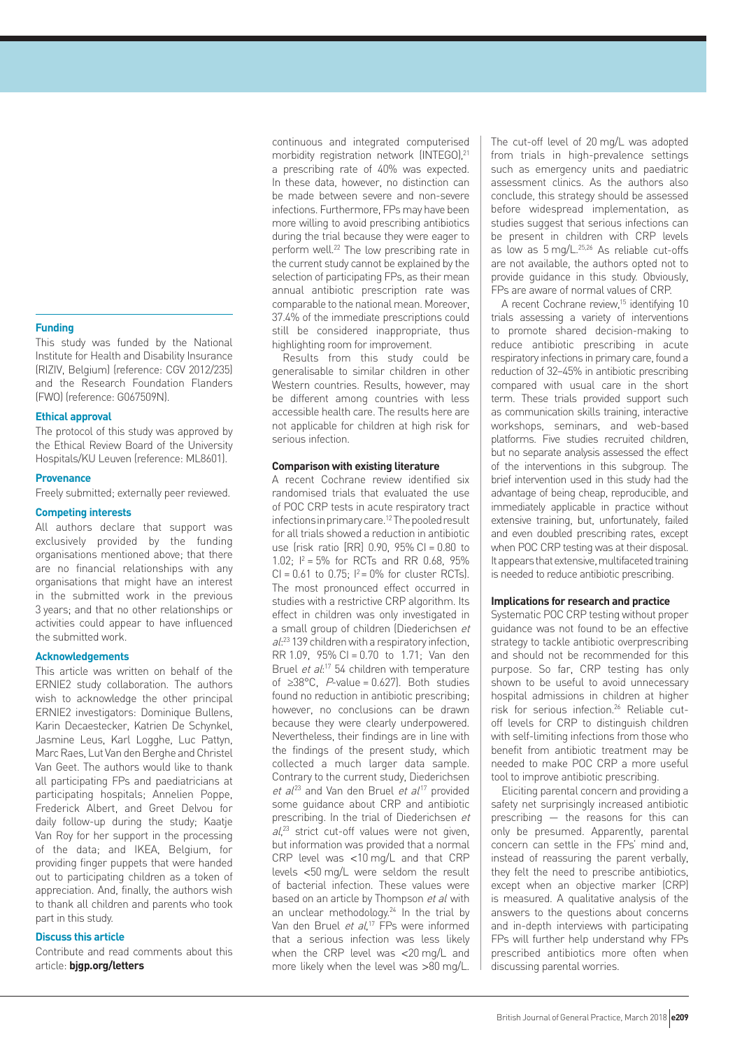continuous and integrated computerised morbidity registration network (INTEGO),[21] a prescribing rate of 40% was expected. In these data, however, no distinction can be made between severe and non-severe infections. Furthermore, FPs may have been more willing to avoid prescribing antibiotics during the trial because they were eager to perform well.[22] The low prescribing rate in the current study cannot be explained by the selection of participating FPs, as their mean annual antibiotic prescription rate was comparable to the national mean. Moreover, 37.4% of the immediate prescriptions could still be considered inappropriate, thus highlighting room for improvement.

Results from this study could be generalisable to similar children in other Western countries. Results, however, may be different among countries with less accessible health care. The results here are not applicable for children at high risk for serious infection.

### Comparison with existing literature

A recent Cochrane review identified six randomised trials that evaluated the use of POC CRP tests in acute respiratory tract infections in primary care.[12] The pooled result for all trials showed a reduction in antibiotic use (risk ratio [RR] 0.90, 95% CI = 0.80 to 1.02; $I^2 = 5\%$ for RCTs and RR 0.68, 95% CI = 0.61 to 0.75; $I^2 = 0\%$ for cluster RCTs). The most pronounced effect occurred in studies with a restrictive CRP algorithm. Its effect in children was only investigated in a small group of children (Diederichsen *et al*:[23] 139 children with a respiratory infection, RR 1.09, 95% CI = 0.70 to 1.71; Van den Bruel *et al*:[17] 54 children with temperature of ≥38°C, *P*-value = 0.627). Both studies found no reduction in antibiotic prescribing; however, no conclusions can be drawn because they were clearly underpowered. Nevertheless, their findings are in line with the findings of the present study, which collected a much larger data sample. Contrary to the current study, Diederichsen *et al*[23] and Van den Bruel *et al*[17] provided some guidance about CRP and antibiotic prescribing. In the trial of Diederichsen *et al*,[23] strict cut-off values were not given, but information was provided that a normal CRP level was <10 mg/L and that CRP levels <50 mg/L were seldom the result of bacterial infection. These values were based on an article by Thompson *et al* with an unclear methodology.[24] In the trial by Van den Bruel *et al*,[17] FPs were informed that a serious infection was less likely when the CRP level was <20 mg/L and more likely when the level was >80 mg/L. The cut-off level of 20 mg/L was adopted from trials in high-prevalence settings such as emergency units and paediatric assessment clinics. As the authors also conclude, this strategy should be assessed before widespread implementation, as studies suggest that serious infections can be present in children with CRP levels as low as 5 mg/L.[25,26] As reliable cut-offs are not available, the authors opted not to provide guidance in this study. Obviously, FPs are aware of normal values of CRP.

A recent Cochrane review,[15] identifying 10 trials assessing a variety of interventions to promote shared decision-making to reduce antibiotic prescribing in acute respiratory infections in primary care, found a reduction of 32–45% in antibiotic prescribing compared with usual care in the short term. These trials provided support such as communication skills training, interactive workshops, seminars, and web-based platforms. Five studies recruited children, but no separate analysis assessed the effect of the interventions in this subgroup. The brief intervention used in this study had the advantage of being cheap, reproducible, and immediately applicable in practice without extensive training, but, unfortunately, failed and even doubled prescribing rates, except when POC CRP testing was at their disposal. It appears that extensive, multifaceted training is needed to reduce antibiotic prescribing.

### Implications for research and practice

Systematic POC CRP testing without proper guidance was not found to be an effective strategy to tackle antibiotic overprescribing and should not be recommended for this purpose. So far, CRP testing has only shown to be useful to avoid unnecessary hospital admissions in children at higher risk for serious infection.[26] Reliable cut-off levels for CRP to distinguish children with self-limiting infections from those who benefit from antibiotic treatment may be needed to make POC CRP a more useful tool to improve antibiotic prescribing.

Eliciting parental concern and providing a safety net surprisingly increased antibiotic prescribing — the reasons for this can only be presumed. Apparently, parental concern can settle in the FPs' mind and, instead of reassuring the parent verbally, they felt the need to prescribe antibiotics, except when an objective marker (CRP) is measured. A qualitative analysis of the answers to the questions about concerns and in-depth interviews with participating FPs will further help understand why FPs prescribed antibiotics more often when discussing parental worries.

#### Funding

This study was funded by the National Institute for Health and Disability Insurance (RIZIV, Belgium) (reference: CGV 2012/235) and the Research Foundation Flanders (FWO) (reference: G067509N).

#### Ethical approval

The protocol of this study was approved by the Ethical Review Board of the University Hospitals/KU Leuven (reference: ML8601).

#### Provenance

Freely submitted; externally peer reviewed.

#### Competing interests

All authors declare that support was exclusively provided by the funding organisations mentioned above; that there are no financial relationships with any organisations that might have an interest in the submitted work in the previous 3 years; and that no other relationships or activities could appear to have influenced the submitted work.

#### Acknowledgements

This article was written on behalf of the ERNIE2 study collaboration. The authors wish to acknowledge the other principal ERNIE2 investigators: Dominique Bullens, Karin Decaestecker, Katrien De Schynkel, Jasmine Leus, Karl Logghe, Luc Pattyn, Marc Raes, Lut Van den Berghe and Christel Van Geet. The authors would like to thank all participating FPs and paediatricians at participating hospitals; Annelien Poppe, Frederick Albert, and Greet Delvou for daily follow-up during the study; Kaatje Van Roy for her support in the processing of the data; and IKEA, Belgium, for providing finger puppets that were handed out to participating children as a token of appreciation. And, finally, the authors wish to thank all children and parents who took part in this study.

#### Discuss this article

Contribute and read comments about this article: **bjgp.org/letters**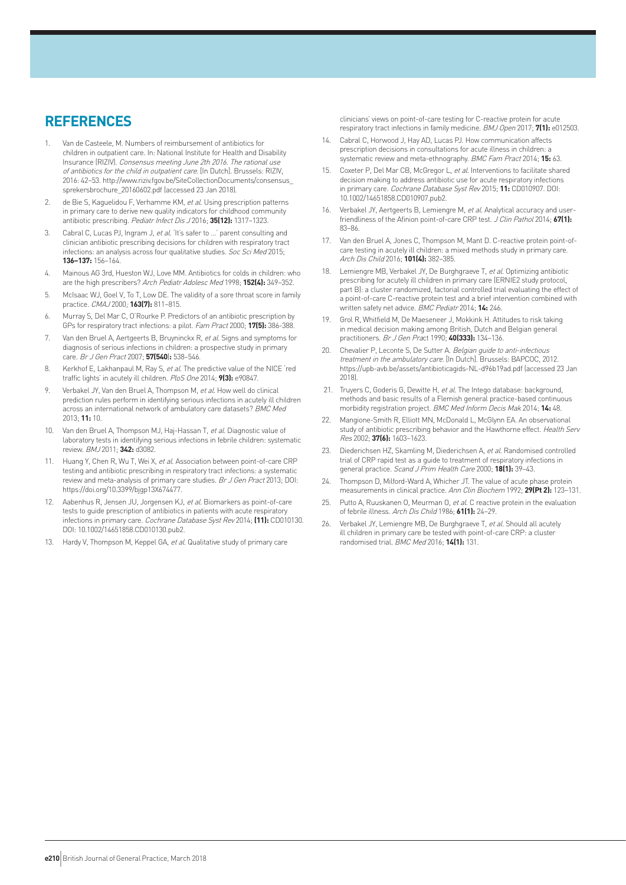## REFERENCES

1. Van de Casteele, M. Numbers of reimbursement of antibiotics for children in outpatient care. In: National Institute for Health and Disability Insurance (RIZIV). *Consensus meeting June 2th 2016. The rational use of antibiotics for the child in outpatient care*. [In Dutch]. Brussels: RIZIV, 2016: 42–53. http://www.riziv.fgov.be/SiteCollectionDocuments/consensus_sprekersbrochure_20160602.pdf (accessed 23 Jan 2018).
2. de Bie S, Kaguelidou F, Verhamme KM, *et al*. Using prescription patterns in primary care to derive new quality indicators for childhood community antibiotic prescribing. *Pediatr Infect Dis J* 2016; **35(12):** 1317–1323.
3. Cabral C, Lucas PJ, Ingram J, *et al*. 'It's safer to ...' parent consulting and clinician antibiotic prescribing decisions for children with respiratory tract infections: an analysis across four qualitative studies. *Soc Sci Med* 2015; **136–137:** 156–164.
4. Mainous AG 3rd, Hueston WJ, Love MM. Antibiotics for colds in children: who are the high prescribers? *Arch Pediatr Adolesc Med* 1998; **152(4):** 349–352.
5. McIsaac WJ, Goel V, To T, Low DE. The validity of a sore throat score in family practice. *CMAJ* 2000; **163(7):** 811–815.
6. Murray S, Del Mar C, O'Rourke P. Predictors of an antibiotic prescription by GPs for respiratory tract infections: a pilot. *Fam Pract* 2000; **17(5):** 386-388.
7. Van den Bruel A, Aertgeerts B, Bruyninckx R, *et al*. Signs and symptoms for diagnosis of serious infections in children: a prospective study in primary care. *Br J Gen Pract* 2007; **57(540):** 538–546.
8. Kerkhof E, Lakhanpaul M, Ray S, *et al*. The predictive value of the NICE 'red traffic lights' in acutely ill children. *PloS One* 2014; **9(3):** e90847.
9. Verbakel JY, Van den Bruel A, Thompson M, *et al*. How well do clinical prediction rules perform in identifying serious infections in acutely ill children across an international network of ambulatory care datasets? *BMC Med* 2013; **11:** 10.
10. Van den Bruel A, Thompson MJ, Haj-Hassan T, *et al*. Diagnostic value of laboratory tests in identifying serious infections in febrile children: systematic review. *BMJ* 2011; **342:** d3082.
11. Huang Y, Chen R, Wu T, Wei X, *et al*. Association between point-of-care CRP testing and antibiotic prescribing in respiratory tract infections: a systematic review and meta-analysis of primary care studies. *Br J Gen Pract* 2013; DOI: https://doi.org/10.3399/bjgp13X674477.
12. Aabenhus R, Jensen JU, Jorgensen KJ, *et al*. Biomarkers as point-of-care tests to guide prescription of antibiotics in patients with acute respiratory infections in primary care. *Cochrane Database Syst Rev* 2014; **(11):** CD010130. DOI: 10.1002/14651858.CD010130.pub2.
13. Hardy V, Thompson M, Keppel GA, *et al*. Qualitative study of primary care clinicians' views on point-of-care testing for C-reactive protein for acute respiratory tract infections in family medicine. *BMJ Open* 2017; **7(1):** e012503.
14. Cabral C, Horwood J, Hay AD, Lucas PJ. How communication affects prescription decisions in consultations for acute illness in children: a systematic review and meta-ethnography. *BMC Fam Pract* 2014; **15:** 63.
15. Coxeter P, Del Mar CB, McGregor L, *et al*. Interventions to facilitate shared decision making to address antibiotic use for acute respiratory infections in primary care. *Cochrane Database Syst Rev* 2015; **11:** CD010907. DOI: 10.1002/14651858.CD010907.pub2.
16. Verbakel JY, Aertgeerts B, Lemiengre M, *et al*. Analytical accuracy and user-friendliness of the Afinion point-of-care CRP test. *J Clin Pathol* 2014; **67(1):** 83–86.
17. Van den Bruel A, Jones C, Thompson M, Mant D. C-reactive protein point-of-care testing in acutely ill children: a mixed methods study in primary care. *Arch Dis Child* 2016; **101(4):** 382–385.
18. Lemiengre MB, Verbakel JY, De Burghgraeve T, *et al*. Optimizing antibiotic prescribing for acutely ill children in primary care (ERNIE2 study protocol, part B): a cluster randomized, factorial controlled trial evaluating the effect of a point-of-care C-reactive protein test and a brief intervention combined with written safety net advice. *BMC Pediatr* 2014; **14:** 246.
19. Grol R, Whitfield M, De Maeseneer J, Mokkink H. Attitudes to risk taking in medical decision making among British, Dutch and Belgian general practitioners. *Br J Gen Pract* 1990; **40(333):** 134–136.
20. Chevalier P, Leconte S, De Sutter A. *Belgian guide to anti-infectious treatment in the ambulatory care*. [In Dutch]. Brussels: BAPCOC, 2012. https://upb-avb.be/assets/antibioticagids-NL-d96b19ad.pdf (accessed 23 Jan 2018).
21. Truyers C, Goderis G, Dewitte H, *et al*. The Intego database: background, methods and basic results of a Flemish general practice-based continuous morbidity registration project. *BMC Med Inform Decis Mak* 2014; **14:** 48.
22. Mangione-Smith R, Elliott MN, McDonald L, McGlynn EA. An observational study of antibiotic prescribing behavior and the Hawthorne effect. *Health Serv Res* 2002; **37(6):** 1603–1623.
23. Diederichsen HZ, Skamling M, Diederichsen A, *et al*. Randomised controlled trial of CRP rapid test as a guide to treatment of respiratory infections in general practice. *Scand J Prim Health Care* 2000; **18(1):** 39–43.
24. Thompson D, Milford-Ward A, Whicher JT. The value of acute phase protein measurements in clinical practice. *Ann Clin Biochem* 1992; **29(Pt 2):** 123–131.
25. Putto A, Ruuskanen O, Meurman O, *et al*. C reactive protein in the evaluation of febrile illness. *Arch Dis Child* 1986; **61(1):** 24–29.
26. Verbakel JY, Lemiengre MB, De Burghgraeve T, *et al*. Should all acutely ill children in primary care be tested with point-of-care CRP: a cluster randomised trial. *BMC Med* 2016; **14(1):** 131.